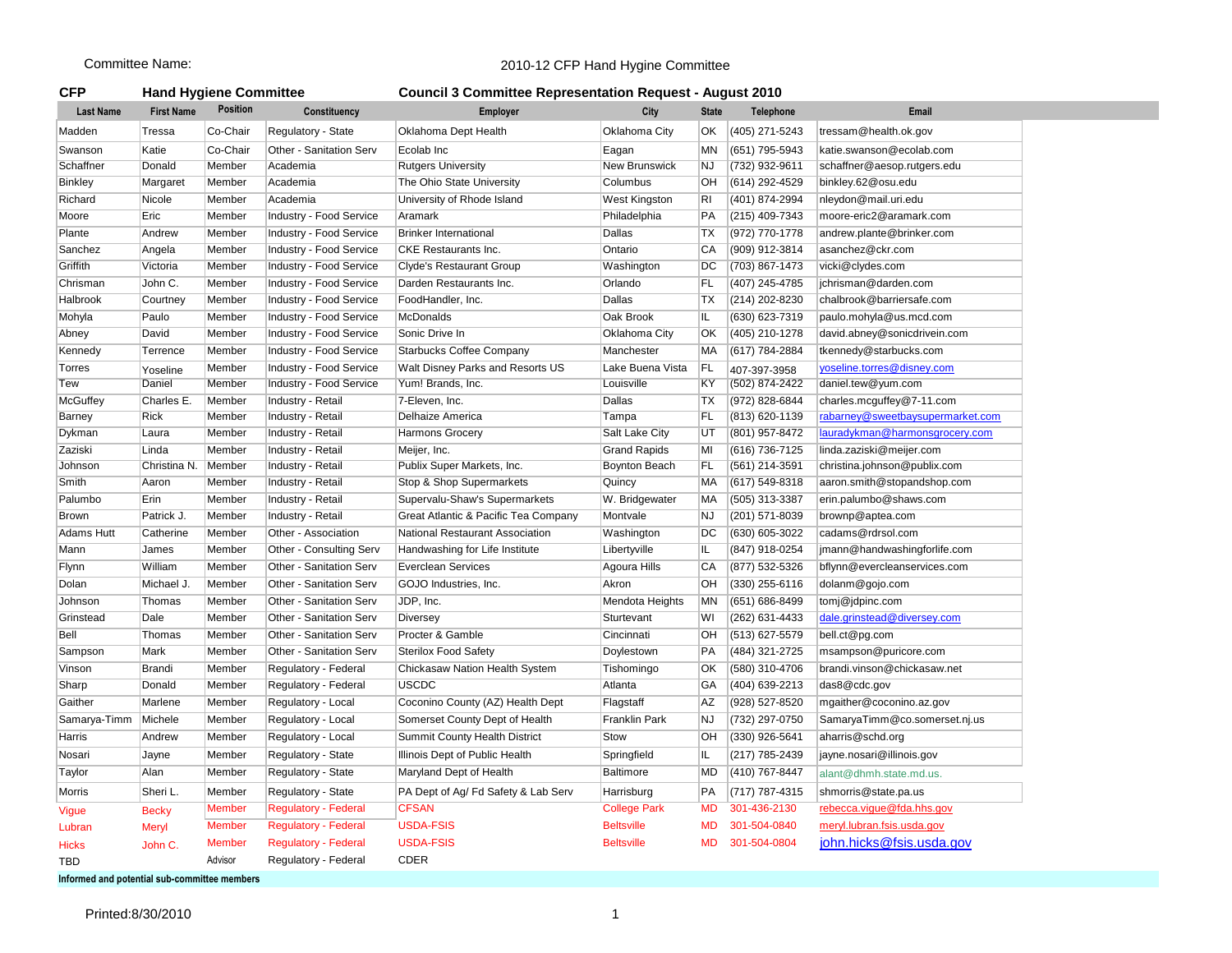Committee Name: 2010-12 CFP Hand Hygiene Committee

**CFP** **Hand Hygiene Committee** **Council 3 Committee Representation Request - August 2010**

| Last Name | First Name | Position | Constituency | Employer | City | State | Telephone | Email |
|---|---|---|---|---|---|---|---|---|
| Madden | Tressa | Co-Chair | Regulatory - State | Oklahoma Dept Health | Oklahoma City | OK | (405) 271-5243 | tressam@health.ok.gov |
| Swanson | Katie | Co-Chair | Other - Sanitation Serv | Ecolab Inc | Eagan | MN | (651) 795-5943 | katie.swanson@ecolab.com |
| Schaffner | Donald | Member | Academia | Rutgers University | New Brunswick | NJ | (732) 932-9611 | schaffner@aesop.rutgers.edu |
| Binkley | Margaret | Member | Academia | The Ohio State University | Columbus | OH | (614) 292-4529 | binkley.62@osu.edu |
| Richard | Nicole | Member | Academia | University of Rhode Island | West Kingston | RI | (401) 874-2994 | nleydon@mail.uri.edu |
| Moore | Eric | Member | Industry - Food Service | Aramark | Philadelphia | PA | (215) 409-7343 | moore-eric2@aramark.com |
| Plante | Andrew | Member | Industry - Food Service | Brinker International | Dallas | TX | (972) 770-1778 | andrew.plante@brinker.com |
| Sanchez | Angela | Member | Industry - Food Service | CKE Restaurants Inc. | Ontario | CA | (909) 912-3814 | asanchez@ckr.com |
| Griffith | Victoria | Member | Industry - Food Service | Clyde's Restaurant Group | Washington | DC | (703) 867-1473 | vicki@clydes.com |
| Chrisman | John C. | Member | Industry - Food Service | Darden Restaurants Inc. | Orlando | FL | (407) 245-4785 | jchrisman@darden.com |
| Halbrook | Courtney | Member | Industry - Food Service | FoodHandler, Inc. | Dallas | TX | (214) 202-8230 | chalbrook@barriersafe.com |
| Mohyla | Paulo | Member | Industry - Food Service | McDonalds | Oak Brook | IL | (630) 623-7319 | paulo.mohyla@us.mcd.com |
| Abney | David | Member | Industry - Food Service | Sonic Drive In | Oklahoma City | OK | (405) 210-1278 | david.abney@sonicdrivein.com |
| Kennedy | Terrence | Member | Industry - Food Service | Starbucks Coffee Company | Manchester | MA | (617) 784-2884 | tkennedy@starbucks.com |
| Torres | Yoseline | Member | Industry - Food Service | Walt Disney Parks and Resorts US | Lake Buena Vista | FL | 407-397-3958 | yoseline.torres@disney.com |
| Tew | Daniel | Member | Industry - Food Service | Yum! Brands, Inc. | Louisville | KY | (502) 874-2422 | daniel.tew@yum.com |
| McGuffey | Charles E. | Member | Industry - Retail | 7-Eleven, Inc. | Dallas | TX | (972) 828-6844 | charles.mcguffey@7-11.com |
| Barney | Rick | Member | Industry - Retail | Delhaize America | Tampa | FL | (813) 620-1139 | rabarney@sweetbaysupermarket.com |
| Dykman | Laura | Member | Industry - Retail | Harmons Grocery | Salt Lake City | UT | (801) 957-8472 | lauradykman@harmonsgrocery.com |
| Zaziski | Linda | Member | Industry - Retail | Meijer, Inc. | Grand Rapids | MI | (616) 736-7125 | linda.zaziski@meijer.com |
| Johnson | Christina N. | Member | Industry - Retail | Publix Super Markets, Inc. | Boynton Beach | FL | (561) 214-3591 | christina.johnson@publix.com |
| Smith | Aaron | Member | Industry - Retail | Stop & Shop Supermarkets | Quincy | MA | (617) 549-8318 | aaron.smith@stopandshop.com |
| Palumbo | Erin | Member | Industry - Retail | Supervalu-Shaw's Supermarkets | W. Bridgewater | MA | (505) 313-3387 | erin.palumbo@shaws.com |
| Brown | Patrick J. | Member | Industry - Retail | Great Atlantic & Pacific Tea Company | Montvale | NJ | (201) 571-8039 | brownp@aptea.com |
| Adams Hutt | Catherine | Member | Other - Association | National Restaurant Association | Washington | DC | (630) 605-3022 | cadams@rdrsol.com |
| Mann | James | Member | Other - Consulting Serv | Handwashing for Life Institute | Libertyville | IL | (847) 918-0254 | jmann@handwashingforlife.com |
| Flynn | William | Member | Other - Sanitation Serv | Everclean Services | Agoura Hills | CA | (877) 532-5326 | bflynn@evercleanservices.com |
| Dolan | Michael J. | Member | Other - Sanitation Serv | GOJO Industries, Inc. | Akron | OH | (330) 255-6116 | dolanm@gojo.com |
| Johnson | Thomas | Member | Other - Sanitation Serv | JDP, Inc. | Mendota Heights | MN | (651) 686-8499 | tomj@jdpinc.com |
| Grinstead | Dale | Member | Other - Sanitation Serv | Diversey | Sturtevant | WI | (262) 631-4433 | dale.grinstead@diversey.com |
| Bell | Thomas | Member | Other - Sanitation Serv | Procter & Gamble | Cincinnati | OH | (513) 627-5579 | bell.ct@pg.com |
| Sampson | Mark | Member | Other - Sanitation Serv | Sterilox Food Safety | Doylestown | PA | (484) 321-2725 | msampson@puricore.com |
| Vinson | Brandi | Member | Regulatory - Federal | Chickasaw Nation Health System | Tishomingo | OK | (580) 310-4706 | brandi.vinson@chickasaw.net |
| Sharp | Donald | Member | Regulatory - Federal | USCDC | Atlanta | GA | (404) 639-2213 | das8@cdc.gov |
| Gaither | Marlene | Member | Regulatory - Local | Coconino County (AZ) Health Dept | Flagstaff | AZ | (928) 527-8520 | mgaither@coconino.az.gov |
| Samarya-Timm | Michele | Member | Regulatory - Local | Somerset County Dept of Health | Franklin Park | NJ | (732) 297-0750 | SamaryaTimm@co.somerset.nj.us |
| Harris | Andrew | Member | Regulatory - Local | Summit County Health District | Stow | OH | (330) 926-5641 | aharris@schd.org |
| Nosari | Jayne | Member | Regulatory - State | Illinois Dept of Public Health | Springfield | IL | (217) 785-2439 | jayne.nosari@illinois.gov |
| Taylor | Alan | Member | Regulatory - State | Maryland Dept of Health | Baltimore | MD | (410) 767-8447 | alant@dhmh.state.md.us. |
| Morris | Sheri L. | Member | Regulatory - State | PA Dept of Ag/ Fd Safety & Lab Serv | Harrisburg | PA | (717) 787-4315 | shmorris@state.pa.us |
| Vigue | Becky | Member | Regulatory - Federal | CFSAN | College Park | MD | 301-436-2130 | rebecca.vigue@fda.hhs.gov |
| Lubran | Meryl | Member | Regulatory - Federal | USDA-FSIS | Beltsville | MD | 301-504-0840 | meryl.lubran.fsis.usda.gov |
| Hicks | John C. | Member | Regulatory - Federal | USDA-FSIS | Beltsville | MD | 301-504-0804 | john.hicks@fsis.usda.gov |
| TBD | | Advisor | Regulatory - Federal | CDER | | | | |

**Informed and potential sub-committee members**

Printed:8/30/2010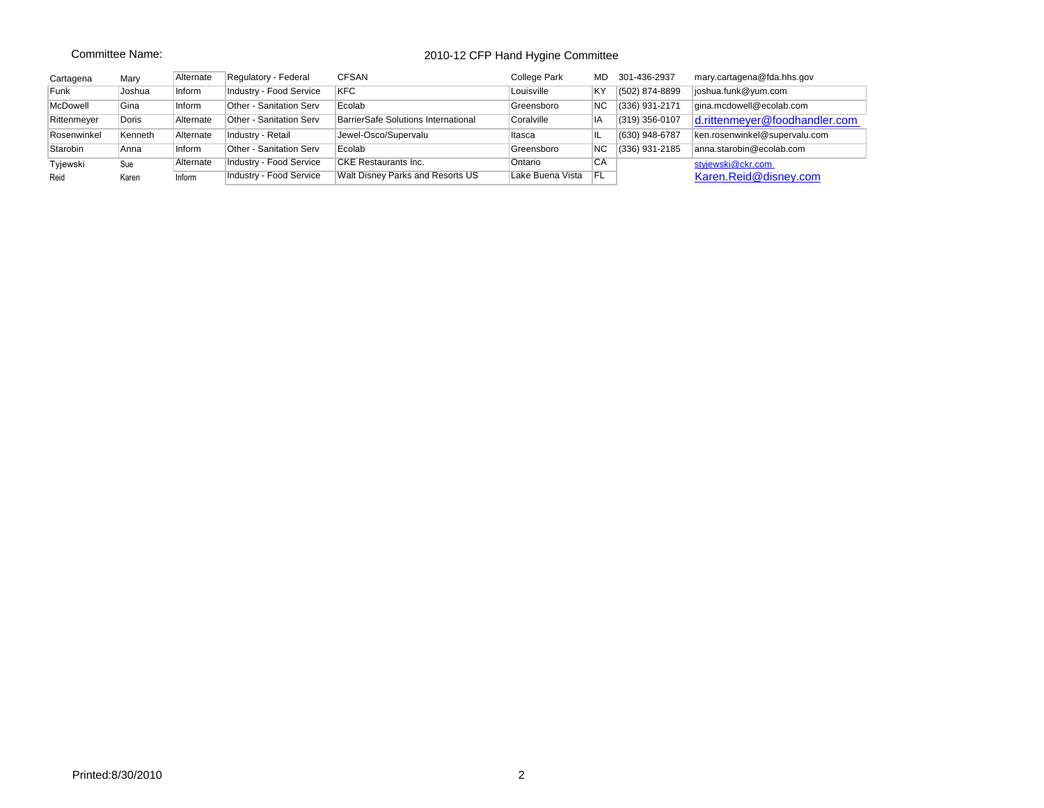Committee Name: 2010-12 CFP Hand Hygine Committee

| | | | | | | | | |
|---|---|---|---|---|---|---|---|---|
| Cartagena | Mary | Alternate | Regulatory - Federal | CFSAN | College Park | MD | 301-436-2937 | mary.cartagena@fda.hhs.gov |
| Funk | Joshua | Inform | Industry - Food Service | KFC | Louisville | KY | (502) 874-8899 | joshua.funk@yum.com |
| McDowell | Gina | Inform | Other - Sanitation Serv | Ecolab | Greensboro | NC | (336) 931-2171 | gina.mcdowell@ecolab.com |
| Rittenmeyer | Doris | Alternate | Other - Sanitation Serv | BarrierSafe Solutions International | Coralville | IA | (319) 356-0107 | d.rittenmeyer@foodhandler.com |
| Rosenwinkel | Kenneth | Alternate | Industry - Retail | Jewel-Osco/Supervalu | Itasca | IL | (630) 948-6787 | ken.rosenwinkel@supervalu.com |
| Starobin | Anna | Inform | Other - Sanitation Serv | Ecolab | Greensboro | NC | (336) 931-2185 | anna.starobin@ecolab.com |
| Tyjewski | Sue | Alternate | Industry - Food Service | CKE Restaurants Inc. | Ontario | CA | | styjewski@ckr.com |
| Reid | Karen | Inform | Industry - Food Service | Walt Disney Parks and Resorts US | Lake Buena Vista | FL | | Karen.Reid@disney.com |

Printed:8/30/2010